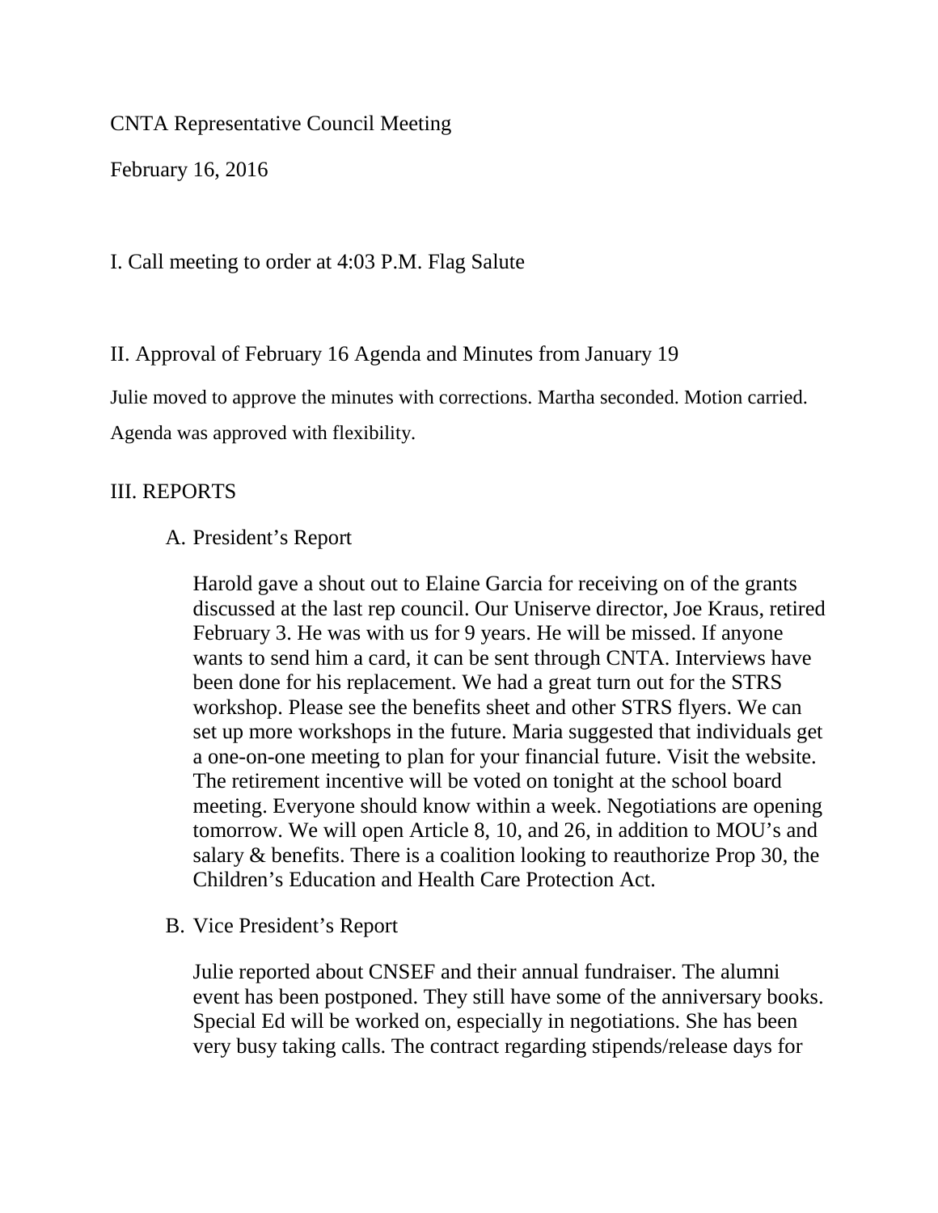CNTA Representative Council Meeting

February 16, 2016

I. Call meeting to order at 4:03 P.M. Flag Salute

II. Approval of February 16 Agenda and Minutes from January 19

Julie moved to approve the minutes with corrections. Martha seconded. Motion carried. Agenda was approved with flexibility.

III. REPORTS

A. President's Report

Harold gave a shout out to Elaine Garcia for receiving on of the grants discussed at the last rep council. Our Uniserve director, Joe Kraus, retired February 3. He was with us for 9 years. He will be missed. If anyone wants to send him a card, it can be sent through CNTA. Interviews have been done for his replacement. We had a great turn out for the STRS workshop. Please see the benefits sheet and other STRS flyers. We can set up more workshops in the future. Maria suggested that individuals get a one-on-one meeting to plan for your financial future. Visit the website. The retirement incentive will be voted on tonight at the school board meeting. Everyone should know within a week. Negotiations are opening tomorrow. We will open Article 8, 10, and 26, in addition to MOU's and salary & benefits. There is a coalition looking to reauthorize Prop 30, the Children's Education and Health Care Protection Act.

B. Vice President's Report

Julie reported about CNSEF and their annual fundraiser. The alumni event has been postponed. They still have some of the anniversary books. Special Ed will be worked on, especially in negotiations. She has been very busy taking calls. The contract regarding stipends/release days for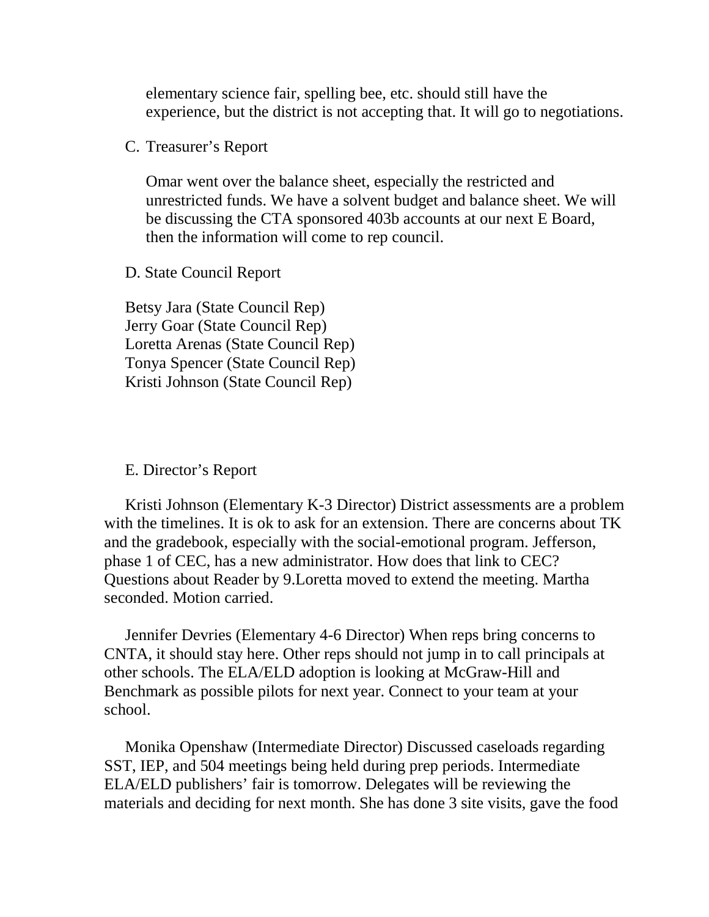elementary science fair, spelling bee, etc. should still have the experience, but the district is not accepting that. It will go to negotiations.

C. Treasurer's Report

Omar went over the balance sheet, especially the restricted and unrestricted funds. We have a solvent budget and balance sheet. We will be discussing the CTA sponsored 403b accounts at our next E Board, then the information will come to rep council.

D. State Council Report

Betsy Jara (State Council Rep)
Jerry Goar (State Council Rep)
Loretta Arenas (State Council Rep)
Tonya Spencer (State Council Rep)
Kristi Johnson (State Council Rep)

E. Director's Report

Kristi Johnson (Elementary K-3 Director) District assessments are a problem with the timelines. It is ok to ask for an extension. There are concerns about TK and the gradebook, especially with the social-emotional program. Jefferson, phase 1 of CEC, has a new administrator. How does that link to CEC? Questions about Reader by 9.Loretta moved to extend the meeting. Martha seconded. Motion carried.

Jennifer Devries (Elementary 4-6 Director) When reps bring concerns to CNTA, it should stay here. Other reps should not jump in to call principals at other schools. The ELA/ELD adoption is looking at McGraw-Hill and Benchmark as possible pilots for next year. Connect to your team at your school.

Monika Openshaw (Intermediate Director) Discussed caseloads regarding SST, IEP, and 504 meetings being held during prep periods. Intermediate ELA/ELD publishers' fair is tomorrow. Delegates will be reviewing the materials and deciding for next month. She has done 3 site visits, gave the food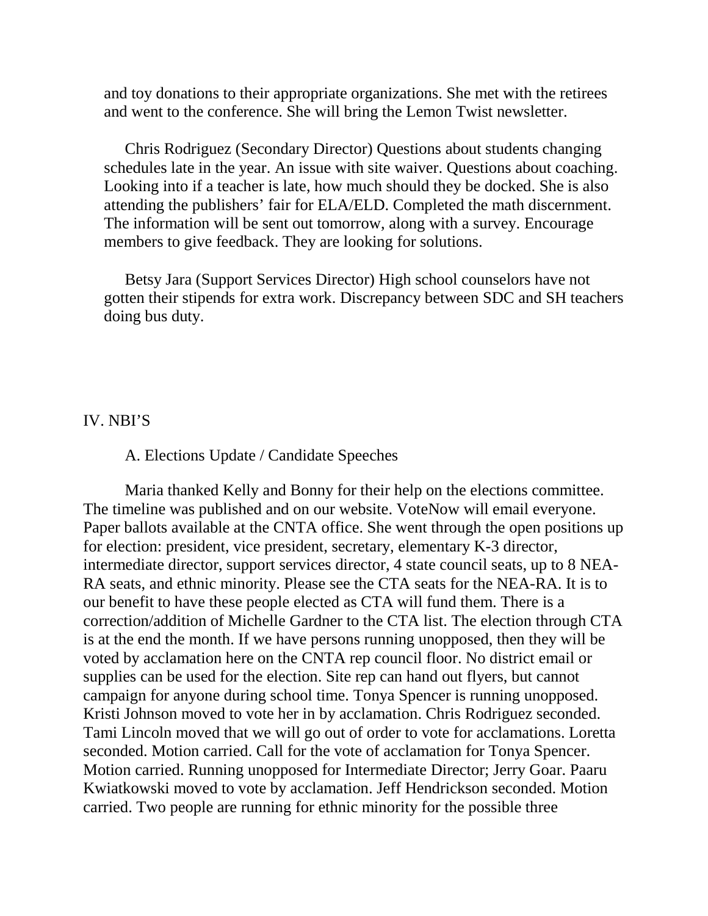and toy donations to their appropriate organizations. She met with the retirees and went to the conference. She will bring the Lemon Twist newsletter.

Chris Rodriguez (Secondary Director) Questions about students changing schedules late in the year. An issue with site waiver. Questions about coaching. Looking into if a teacher is late, how much should they be docked. She is also attending the publishers' fair for ELA/ELD. Completed the math discernment. The information will be sent out tomorrow, along with a survey. Encourage members to give feedback. They are looking for solutions.

Betsy Jara (Support Services Director) High school counselors have not gotten their stipends for extra work. Discrepancy between SDC and SH teachers doing bus duty.

IV. NBI'S

A. Elections Update / Candidate Speeches

Maria thanked Kelly and Bonny for their help on the elections committee. The timeline was published and on our website. VoteNow will email everyone. Paper ballots available at the CNTA office. She went through the open positions up for election: president, vice president, secretary, elementary K-3 director, intermediate director, support services director, 4 state council seats, up to 8 NEA-RA seats, and ethnic minority. Please see the CTA seats for the NEA-RA. It is to our benefit to have these people elected as CTA will fund them. There is a correction/addition of Michelle Gardner to the CTA list. The election through CTA is at the end the month. If we have persons running unopposed, then they will be voted by acclamation here on the CNTA rep council floor. No district email or supplies can be used for the election. Site rep can hand out flyers, but cannot campaign for anyone during school time. Tonya Spencer is running unopposed. Kristi Johnson moved to vote her in by acclamation. Chris Rodriguez seconded. Tami Lincoln moved that we will go out of order to vote for acclamations. Loretta seconded. Motion carried. Call for the vote of acclamation for Tonya Spencer. Motion carried. Running unopposed for Intermediate Director; Jerry Goar. Paaru Kwiatkowski moved to vote by acclamation. Jeff Hendrickson seconded. Motion carried. Two people are running for ethnic minority for the possible three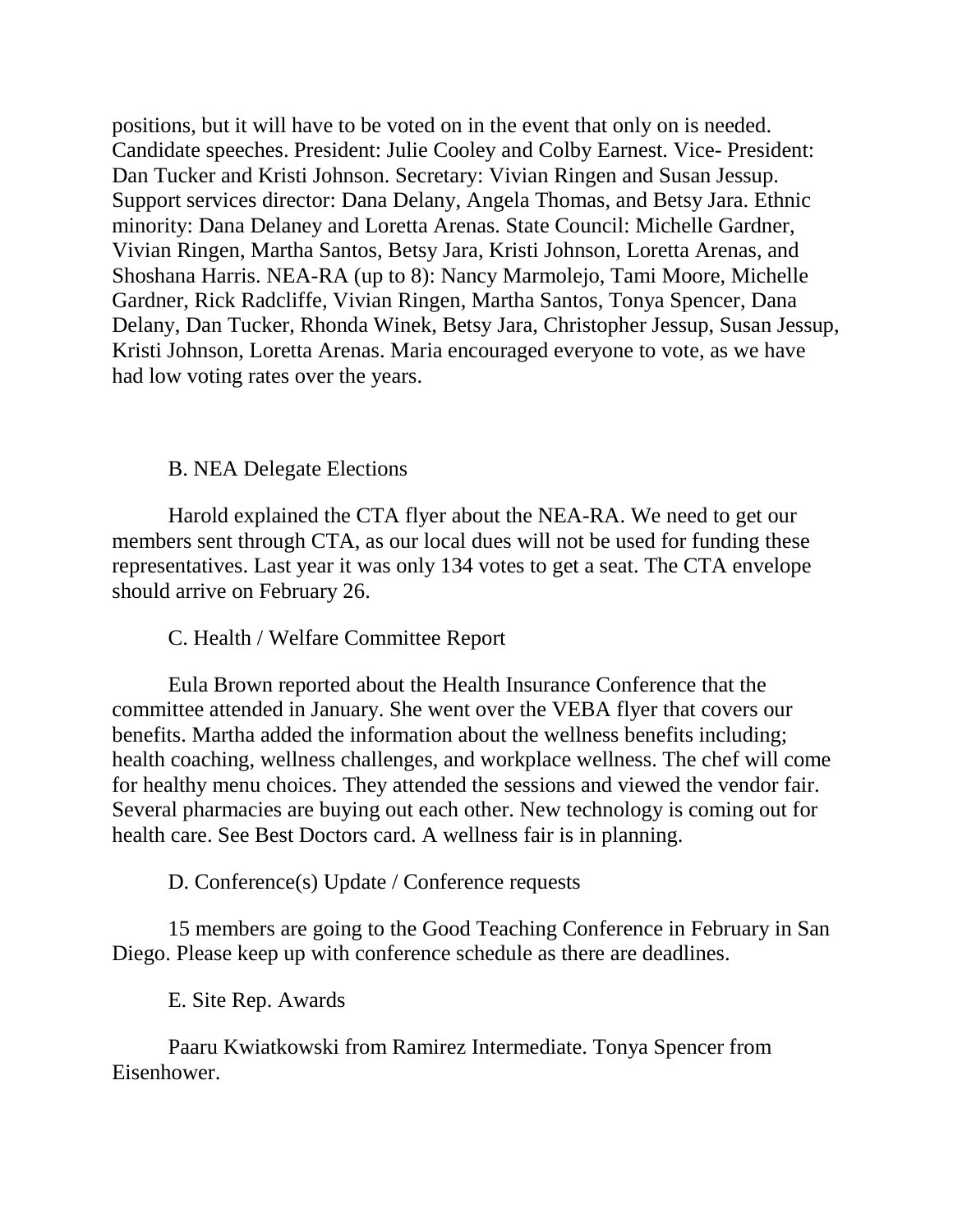positions, but it will have to be voted on in the event that only on is needed. Candidate speeches. President: Julie Cooley and Colby Earnest. Vice- President: Dan Tucker and Kristi Johnson. Secretary: Vivian Ringen and Susan Jessup. Support services director: Dana Delany, Angela Thomas, and Betsy Jara. Ethnic minority: Dana Delaney and Loretta Arenas. State Council: Michelle Gardner, Vivian Ringen, Martha Santos, Betsy Jara, Kristi Johnson, Loretta Arenas, and Shoshana Harris. NEA-RA (up to 8): Nancy Marmolejo, Tami Moore, Michelle Gardner, Rick Radcliffe, Vivian Ringen, Martha Santos, Tonya Spencer, Dana Delany, Dan Tucker, Rhonda Winek, Betsy Jara, Christopher Jessup, Susan Jessup, Kristi Johnson, Loretta Arenas. Maria encouraged everyone to vote, as we have had low voting rates over the years.

B. NEA Delegate Elections

Harold explained the CTA flyer about the NEA-RA. We need to get our members sent through CTA, as our local dues will not be used for funding these representatives. Last year it was only 134 votes to get a seat. The CTA envelope should arrive on February 26.

C. Health / Welfare Committee Report

Eula Brown reported about the Health Insurance Conference that the committee attended in January. She went over the VEBA flyer that covers our benefits. Martha added the information about the wellness benefits including; health coaching, wellness challenges, and workplace wellness. The chef will come for healthy menu choices. They attended the sessions and viewed the vendor fair. Several pharmacies are buying out each other. New technology is coming out for health care. See Best Doctors card. A wellness fair is in planning.

D. Conference(s) Update / Conference requests

15 members are going to the Good Teaching Conference in February in San Diego. Please keep up with conference schedule as there are deadlines.

E. Site Rep. Awards

Paaru Kwiatkowski from Ramirez Intermediate. Tonya Spencer from Eisenhower.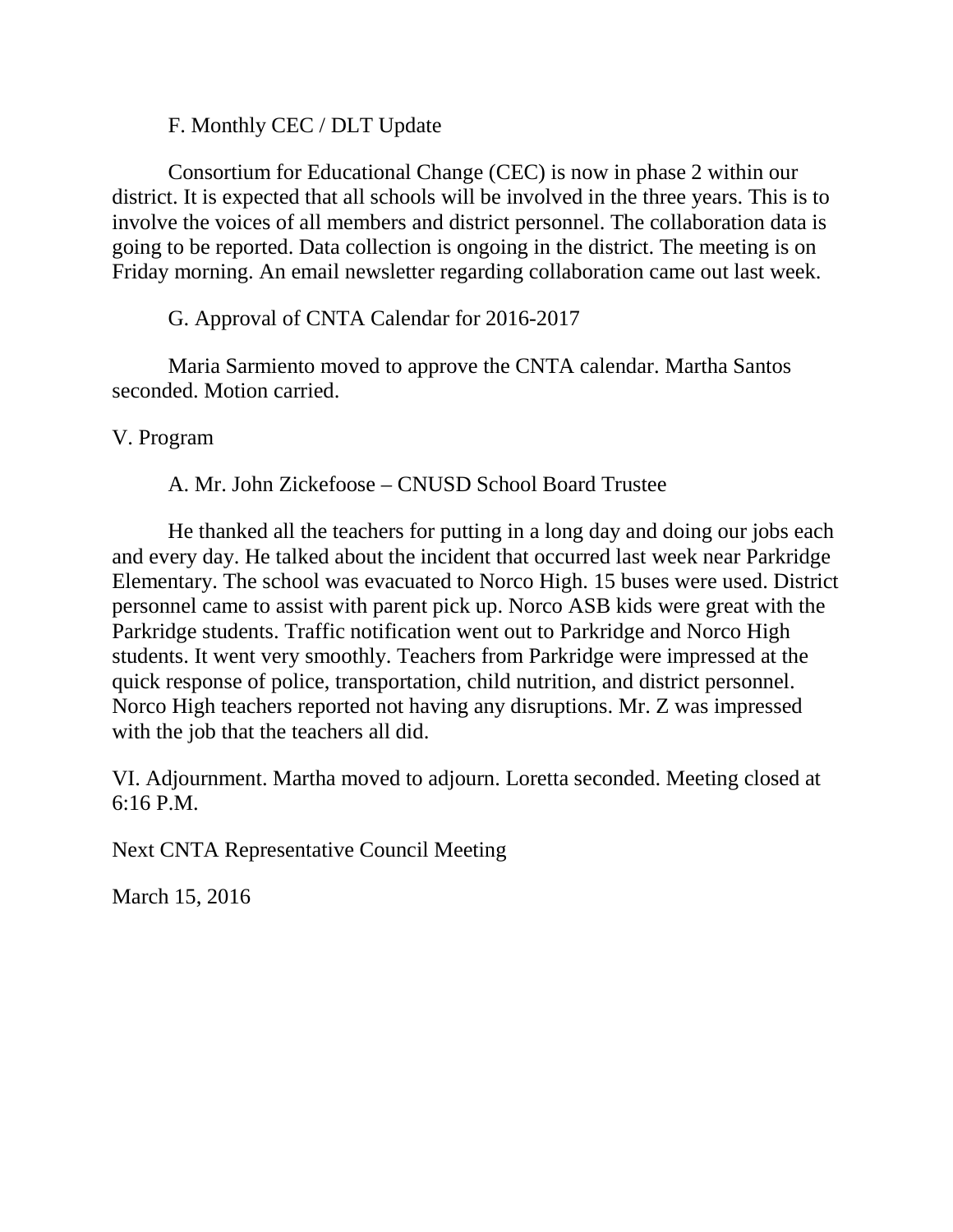F. Monthly CEC / DLT Update

Consortium for Educational Change (CEC) is now in phase 2 within our district. It is expected that all schools will be involved in the three years. This is to involve the voices of all members and district personnel. The collaboration data is going to be reported. Data collection is ongoing in the district. The meeting is on Friday morning. An email newsletter regarding collaboration came out last week.

G. Approval of CNTA Calendar for 2016-2017

Maria Sarmiento moved to approve the CNTA calendar. Martha Santos seconded. Motion carried.

V. Program

A. Mr. John Zickefoose – CNUSD School Board Trustee

He thanked all the teachers for putting in a long day and doing our jobs each and every day. He talked about the incident that occurred last week near Parkridge Elementary. The school was evacuated to Norco High. 15 buses were used. District personnel came to assist with parent pick up. Norco ASB kids were great with the Parkridge students. Traffic notification went out to Parkridge and Norco High students. It went very smoothly. Teachers from Parkridge were impressed at the quick response of police, transportation, child nutrition, and district personnel. Norco High teachers reported not having any disruptions. Mr. Z was impressed with the job that the teachers all did.

VI. Adjournment. Martha moved to adjourn. Loretta seconded. Meeting closed at 6:16 P.M.

Next CNTA Representative Council Meeting

March 15, 2016